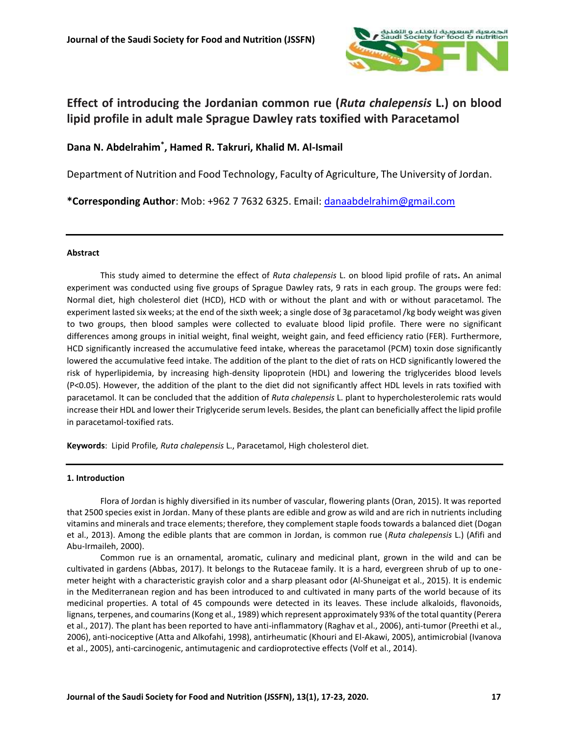# Effect of introducing the Jordanian common rue (*Ruta chalepensis* L.) on blood lipid profile in adult male Sprague Dawley rats toxified with Paracetamol

**Dana N. Abdelrahim*, Hamed R. Takruri, Khalid M. Al-Ismail**

Department of Nutrition and Food Technology, Faculty of Agriculture, The University of Jordan.

***Corresponding Author**: Mob: +962 7 7632 6325. Email: danaabdelrahim@gmail.com

---

#### Abstract

This study aimed to determine the effect of *Ruta chalepensis* L. on blood lipid profile of rats**.** An animal experiment was conducted using five groups of Sprague Dawley rats, 9 rats in each group. The groups were fed: Normal diet, high cholesterol diet (HCD), HCD with or without the plant and with or without paracetamol. The experiment lasted six weeks; at the end of the sixth week; a single dose of 3g paracetamol /kg body weight was given to two groups, then blood samples were collected to evaluate blood lipid profile. There were no significant differences among groups in initial weight, final weight, weight gain, and feed efficiency ratio (FER). Furthermore, HCD significantly increased the accumulative feed intake, whereas the paracetamol (PCM) toxin dose significantly lowered the accumulative feed intake. The addition of the plant to the diet of rats on HCD significantly lowered the risk of hyperlipidemia, by increasing high-density lipoprotein (HDL) and lowering the triglycerides blood levels ($P<0.05$). However, the addition of the plant to the diet did not significantly affect HDL levels in rats toxified with paracetamol. It can be concluded that the addition of *Ruta chalepensis* L. plant to hypercholesterolemic rats would increase their HDL and lower their Triglyceride serum levels. Besides, the plant can beneficially affect the lipid profile in paracetamol-toxified rats.

**Keywords**: Lipid Profile*, Ruta chalepensis* L., Paracetamol, High cholesterol diet*.*

---

#### 1. Introduction

Flora of Jordan is highly diversified in its number of vascular, flowering plants (Oran, 2015). It was reported that 2500 species exist in Jordan. Many of these plants are edible and grow as wild and are rich in nutrients including vitamins and minerals and trace elements; therefore, they complement staple foods towards a balanced diet (Dogan et al., 2013). Among the edible plants that are common in Jordan, is common rue (*Ruta chalepensis* L.) (Afifi and Abu-Irmaileh, 2000).

Common rue is an ornamental, aromatic, culinary and medicinal plant, grown in the wild and can be cultivated in gardens (Abbas, 2017). It belongs to the Rutaceae family. It is a hard, evergreen shrub of up to one-meter height with a characteristic grayish color and a sharp pleasant odor (Al-Shuneigat et al., 2015). It is endemic in the Mediterranean region and has been introduced to and cultivated in many parts of the world because of its medicinal properties. A total of 45 compounds were detected in its leaves. These include alkaloids, flavonoids, lignans, terpenes, and coumarins (Kong et al., 1989) which represent approximately 93% of the total quantity (Perera et al., 2017). The plant has been reported to have anti-inflammatory (Raghav et al., 2006), anti-tumor (Preethi et al., 2006), anti-nociceptive (Atta and Alkofahi, 1998), antirheumatic (Khouri and El-Akawi, 2005), antimicrobial (Ivanova et al., 2005), anti-carcinogenic, antimutagenic and cardioprotective effects (Volf et al., 2014).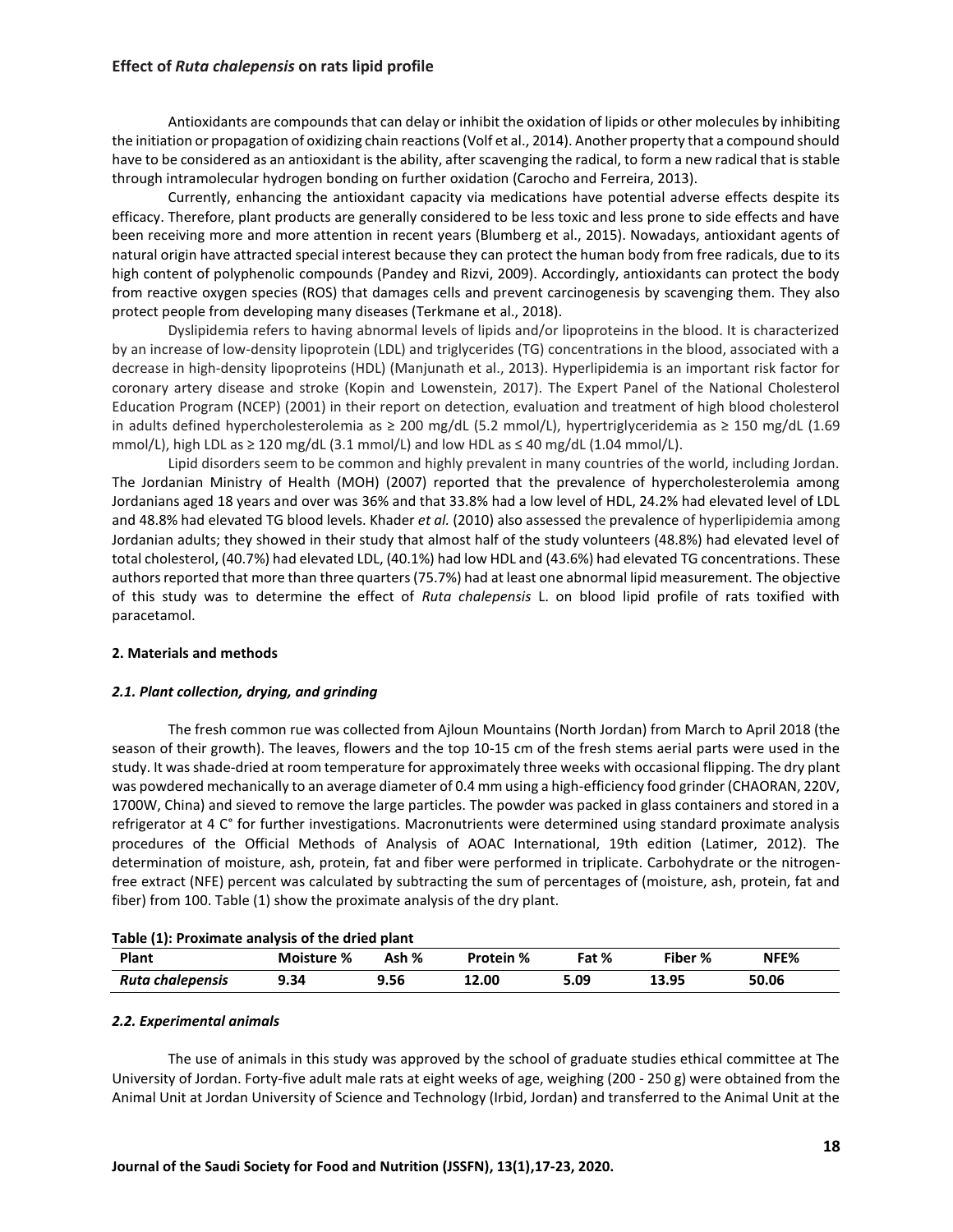Antioxidants are compounds that can delay or inhibit the oxidation of lipids or other molecules by inhibiting the initiation or propagation of oxidizing chain reactions (Volf et al., 2014). Another property that a compound should have to be considered as an antioxidant is the ability, after scavenging the radical, to form a new radical that is stable through intramolecular hydrogen bonding on further oxidation (Carocho and Ferreira, 2013).

Currently, enhancing the antioxidant capacity via medications have potential adverse effects despite its efficacy. Therefore, plant products are generally considered to be less toxic and less prone to side effects and have been receiving more and more attention in recent years (Blumberg et al., 2015). Nowadays, antioxidant agents of natural origin have attracted special interest because they can protect the human body from free radicals, due to its high content of polyphenolic compounds (Pandey and Rizvi, 2009). Accordingly, antioxidants can protect the body from reactive oxygen species (ROS) that damages cells and prevent carcinogenesis by scavenging them. They also protect people from developing many diseases (Terkmane et al., 2018).

Dyslipidemia refers to having abnormal levels of lipids and/or lipoproteins in the blood. It is characterized by an increase of low-density lipoprotein (LDL) and triglycerides (TG) concentrations in the blood, associated with a decrease in high-density lipoproteins (HDL) (Manjunath et al., 2013). Hyperlipidemia is an important risk factor for coronary artery disease and stroke (Kopin and Lowenstein, 2017). The Expert Panel of the National Cholesterol Education Program (NCEP) (2001) in their report on detection, evaluation and treatment of high blood cholesterol in adults defined hypercholesterolemia as ≥ 200 mg/dL (5.2 mmol/L), hypertriglyceridemia as ≥ 150 mg/dL (1.69 mmol/L), high LDL as ≥ 120 mg/dL (3.1 mmol/L) and low HDL as ≤ 40 mg/dL (1.04 mmol/L).

Lipid disorders seem to be common and highly prevalent in many countries of the world, including Jordan. The Jordanian Ministry of Health (MOH) (2007) reported that the prevalence of hypercholesterolemia among Jordanians aged 18 years and over was 36% and that 33.8% had a low level of HDL, 24.2% had elevated level of LDL and 48.8% had elevated TG blood levels. Khader *et al.* (2010) also assessed the prevalence of hyperlipidemia among Jordanian adults; they showed in their study that almost half of the study volunteers (48.8%) had elevated level of total cholesterol, (40.7%) had elevated LDL, (40.1%) had low HDL and (43.6%) had elevated TG concentrations. These authors reported that more than three quarters (75.7%) had at least one abnormal lipid measurement. The objective of this study was to determine the effect of *Ruta chalepensis* L. on blood lipid profile of rats toxified with paracetamol.

## 2. Materials and methods

### *2.1. Plant collection, drying, and grinding*

The fresh common rue was collected from Ajloun Mountains (North Jordan) from March to April 2018 (the season of their growth). The leaves, flowers and the top 10-15 cm of the fresh stems aerial parts were used in the study. It was shade-dried at room temperature for approximately three weeks with occasional flipping. The dry plant was powdered mechanically to an average diameter of 0.4 mm using a high-efficiency food grinder (CHAORAN, 220V, 1700W, China) and sieved to remove the large particles. The powder was packed in glass containers and stored in a refrigerator at 4 C° for further investigations. Macronutrients were determined using standard proximate analysis procedures of the Official Methods of Analysis of AOAC International, 19th edition (Latimer, 2012). The determination of moisture, ash, protein, fat and fiber were performed in triplicate. Carbohydrate or the nitrogen-free extract (NFE) percent was calculated by subtracting the sum of percentages of (moisture, ash, protein, fat and fiber) from 100. Table (1) show the proximate analysis of the dry plant.

**Table (1): Proximate analysis of the dried plant**

| Plant | Moisture % | Ash % | Protein % | Fat % | Fiber % | NFE% |
|---|---|---|---|---|---|---|
| ***Ruta chalepensis*** | **9.34** | **9.56** | **12.00** | **5.09** | **13.95** | **50.06** |

### *2.2. Experimental animals*

The use of animals in this study was approved by the school of graduate studies ethical committee at The University of Jordan. Forty-five adult male rats at eight weeks of age, weighing (200 - 250 g) were obtained from the Animal Unit at Jordan University of Science and Technology (Irbid, Jordan) and transferred to the Animal Unit at the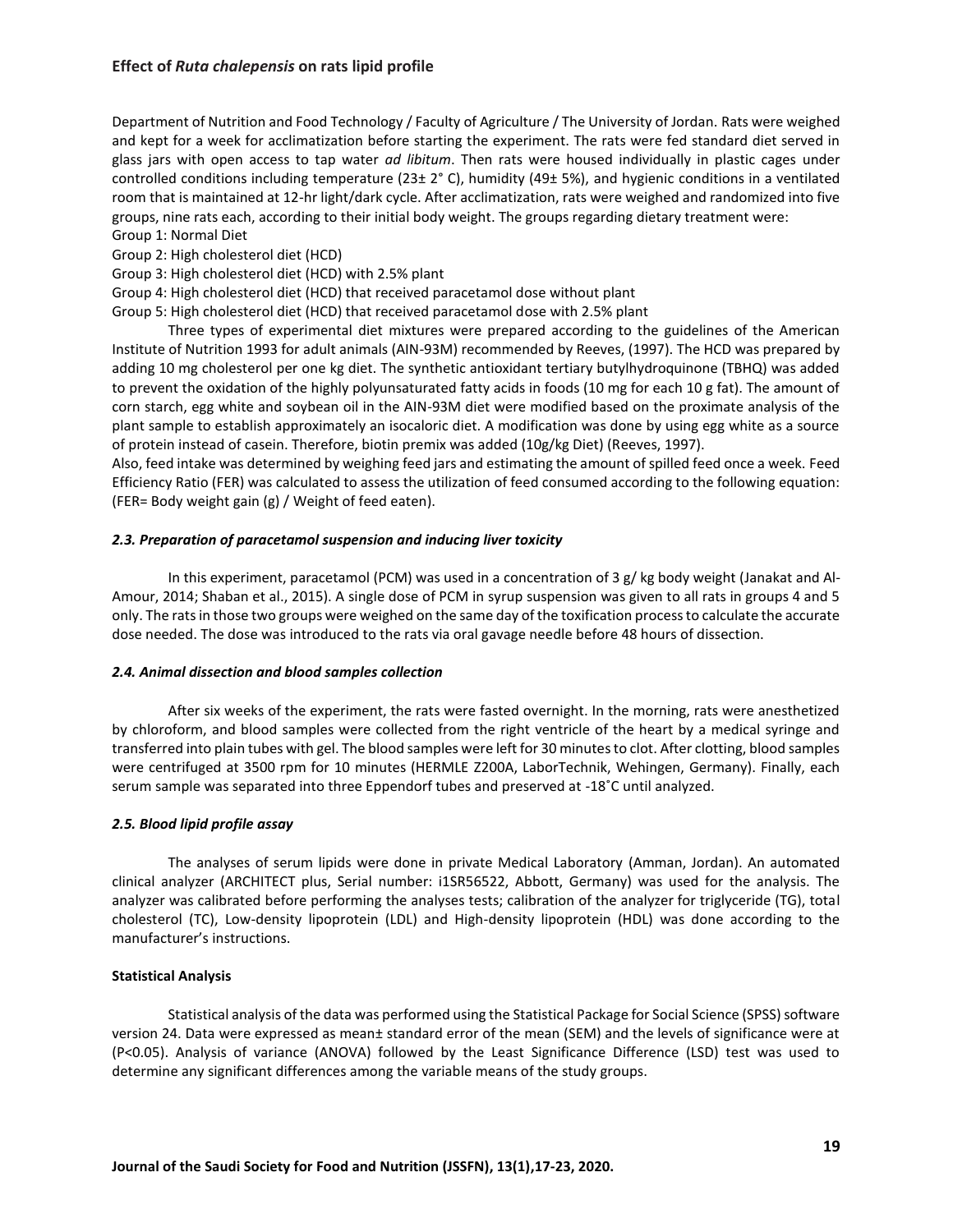Department of Nutrition and Food Technology / Faculty of Agriculture / The University of Jordan. Rats were weighed and kept for a week for acclimatization before starting the experiment. The rats were fed standard diet served in glass jars with open access to tap water *ad libitum*. Then rats were housed individually in plastic cages under controlled conditions including temperature (23± 2° C), humidity (49± 5%), and hygienic conditions in a ventilated room that is maintained at 12-hr light/dark cycle. After acclimatization, rats were weighed and randomized into five groups, nine rats each, according to their initial body weight. The groups regarding dietary treatment were:

Group 1: Normal Diet

Group 2: High cholesterol diet (HCD)

Group 3: High cholesterol diet (HCD) with 2.5% plant

Group 4: High cholesterol diet (HCD) that received paracetamol dose without plant

Group 5: High cholesterol diet (HCD) that received paracetamol dose with 2.5% plant

Three types of experimental diet mixtures were prepared according to the guidelines of the American Institute of Nutrition 1993 for adult animals (AIN-93M) recommended by Reeves, (1997). The HCD was prepared by adding 10 mg cholesterol per one kg diet. The synthetic antioxidant tertiary butylhydroquinone (TBHQ) was added to prevent the oxidation of the highly polyunsaturated fatty acids in foods (10 mg for each 10 g fat). The amount of corn starch, egg white and soybean oil in the AIN-93M diet were modified based on the proximate analysis of the plant sample to establish approximately an isocaloric diet. A modification was done by using egg white as a source of protein instead of casein. Therefore, biotin premix was added (10g/kg Diet) (Reeves, 1997).

Also, feed intake was determined by weighing feed jars and estimating the amount of spilled feed once a week. Feed Efficiency Ratio (FER) was calculated to assess the utilization of feed consumed according to the following equation: (FER= Body weight gain (g) / Weight of feed eaten).

### *2.3. Preparation of paracetamol suspension and inducing liver toxicity*

In this experiment, paracetamol (PCM) was used in a concentration of 3 g/ kg body weight (Janakat and Al-Amour, 2014; Shaban et al., 2015). A single dose of PCM in syrup suspension was given to all rats in groups 4 and 5 only. The rats in those two groups were weighed on the same day of the toxification process to calculate the accurate dose needed. The dose was introduced to the rats via oral gavage needle before 48 hours of dissection.

### *2.4. Animal dissection and blood samples collection*

After six weeks of the experiment, the rats were fasted overnight. In the morning, rats were anesthetized by chloroform, and blood samples were collected from the right ventricle of the heart by a medical syringe and transferred into plain tubes with gel. The blood samples were left for 30 minutes to clot. After clotting, blood samples were centrifuged at 3500 rpm for 10 minutes (HERMLE Z200A, LaborTechnik, Wehingen, Germany). Finally, each serum sample was separated into three Eppendorf tubes and preserved at -18˚C until analyzed.

### *2.5. Blood lipid profile assay*

The analyses of serum lipids were done in private Medical Laboratory (Amman, Jordan). An automated clinical analyzer (ARCHITECT plus, Serial number: i1SR56522, Abbott, Germany) was used for the analysis. The analyzer was calibrated before performing the analyses tests; calibration of the analyzer for triglyceride (TG), total cholesterol (TC), Low-density lipoprotein (LDL) and High-density lipoprotein (HDL) was done according to the manufacturer's instructions.

### **Statistical Analysis**

Statistical analysis of the data was performed using the Statistical Package for Social Science (SPSS) software version 24. Data were expressed as mean± standard error of the mean (SEM) and the levels of significance were at ($P<0.05$). Analysis of variance (ANOVA) followed by the Least Significance Difference (LSD) test was used to determine any significant differences among the variable means of the study groups.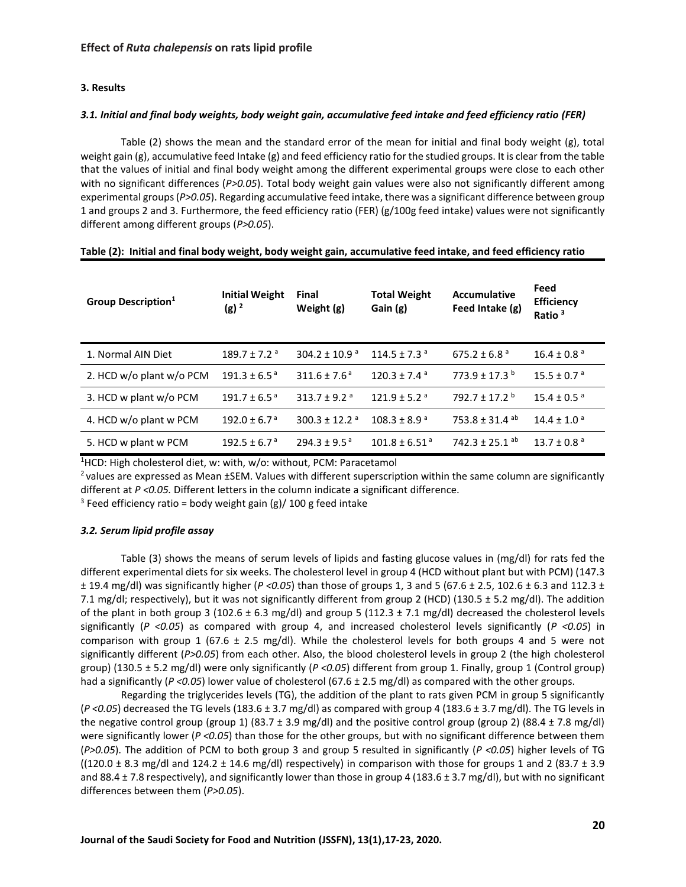### 3. Results

#### *3.1. Initial and final body weights, body weight gain, accumulative feed intake and feed efficiency ratio (FER)*

Table (2) shows the mean and the standard error of the mean for initial and final body weight (g), total weight gain (g), accumulative feed Intake (g) and feed efficiency ratio for the studied groups. It is clear from the table that the values of initial and final body weight among the different experimental groups were close to each other with no significant differences (*P>0.05*). Total body weight gain values were also not significantly different among experimental groups (*P>0.05*). Regarding accumulative feed intake, there was a significant difference between group 1 and groups 2 and 3. Furthermore, the feed efficiency ratio (FER) (g/100g feed intake) values were not significantly different among different groups (*P>0.05*).

**Table (2): Initial and final body weight, body weight gain, accumulative feed intake, and feed efficiency ratio**

| Group Description[1] | Initial Weight (g) [2] | Final Weight (g) | Total Weight Gain (g) | Accumulative Feed Intake (g) | Feed Efficiency Ratio [3] |
|---|---|---|---|---|---|
| 1. Normal AIN Diet | 189.7 ± 7.2 [a] | 304.2 ± 10.9 [a] | 114.5 ± 7.3 [a] | 675.2 ± 6.8 [a] | 16.4 ± 0.8 [a] |
| 2. HCD w/o plant w/o PCM | 191.3 ± 6.5 [a] | 311.6 ± 7.6 [a] | 120.3 ± 7.4 [a] | 773.9 ± 17.3 [b] | 15.5 ± 0.7 [a] |
| 3. HCD w plant w/o PCM | 191.7 ± 6.5 [a] | 313.7 ± 9.2 [a] | 121.9 ± 5.2 [a] | 792.7 ± 17.2 [b] | 15.4 ± 0.5 [a] |
| 4. HCD w/o plant w PCM | 192.0 ± 6.7 [a] | 300.3 ± 12.2 [a] | 108.3 ± 8.9 [a] | 753.8 ± 31.4 [ab] | 14.4 ± 1.0 [a] |
| 5. HCD w plant w PCM | 192.5 ± 6.7 [a] | 294.3 ± 9.5 [a] | 101.8 ± 6.51 [a] | 742.3 ± 25.1 [ab] | 13.7 ± 0.8 [a] |

[1]HCD: High cholesterol diet, w: with, w/o: without, PCM: Paracetamol

[2] values are expressed as Mean ±SEM. Values with different superscription within the same column are significantly different at *P <0.05.* Different letters in the column indicate a significant difference.

[3] Feed efficiency ratio = body weight gain (g)/ 100 g feed intake

#### *3.2. Serum lipid profile assay*

Table (3) shows the means of serum levels of lipids and fasting glucose values in (mg/dl) for rats fed the different experimental diets for six weeks. The cholesterol level in group 4 (HCD without plant but with PCM) (147.3 ± 19.4 mg/dl) was significantly higher (*P <0.05*) than those of groups 1, 3 and 5 (67.6 ± 2.5, 102.6 ± 6.3 and 112.3 ± 7.1 mg/dl; respectively), but it was not significantly different from group 2 (HCD) (130.5 ± 5.2 mg/dl). The addition of the plant in both group 3 (102.6 ± 6.3 mg/dl) and group 5 (112.3 ± 7.1 mg/dl) decreased the cholesterol levels significantly (*P <0.05*) as compared with group 4, and increased cholesterol levels significantly (*P <0.05*) in comparison with group 1 (67.6 ± 2.5 mg/dl). While the cholesterol levels for both groups 4 and 5 were not significantly different (*P>0.05*) from each other. Also, the blood cholesterol levels in group 2 (the high cholesterol group) (130.5 ± 5.2 mg/dl) were only significantly (*P <0.05*) different from group 1. Finally, group 1 (Control group) had a significantly (*P <0.05*) lower value of cholesterol (67.6 ± 2.5 mg/dl) as compared with the other groups.

Regarding the triglycerides levels (TG), the addition of the plant to rats given PCM in group 5 significantly (*P <0.05*) decreased the TG levels (183.6 ± 3.7 mg/dl) as compared with group 4 (183.6 ± 3.7 mg/dl). The TG levels in the negative control group (group 1) (83.7 ± 3.9 mg/dl) and the positive control group (group 2) (88.4 ± 7.8 mg/dl) were significantly lower (*P <0.05*) than those for the other groups, but with no significant difference between them (*P>0.05*). The addition of PCM to both group 3 and group 5 resulted in significantly (*P <0.05*) higher levels of TG ((120.0 ± 8.3 mg/dl and 124.2 ± 14.6 mg/dl) respectively) in comparison with those for groups 1 and 2 (83.7 ± 3.9 and 88.4 ± 7.8 respectively), and significantly lower than those in group 4 (183.6 ± 3.7 mg/dl), but with no significant differences between them (*P>0.05*).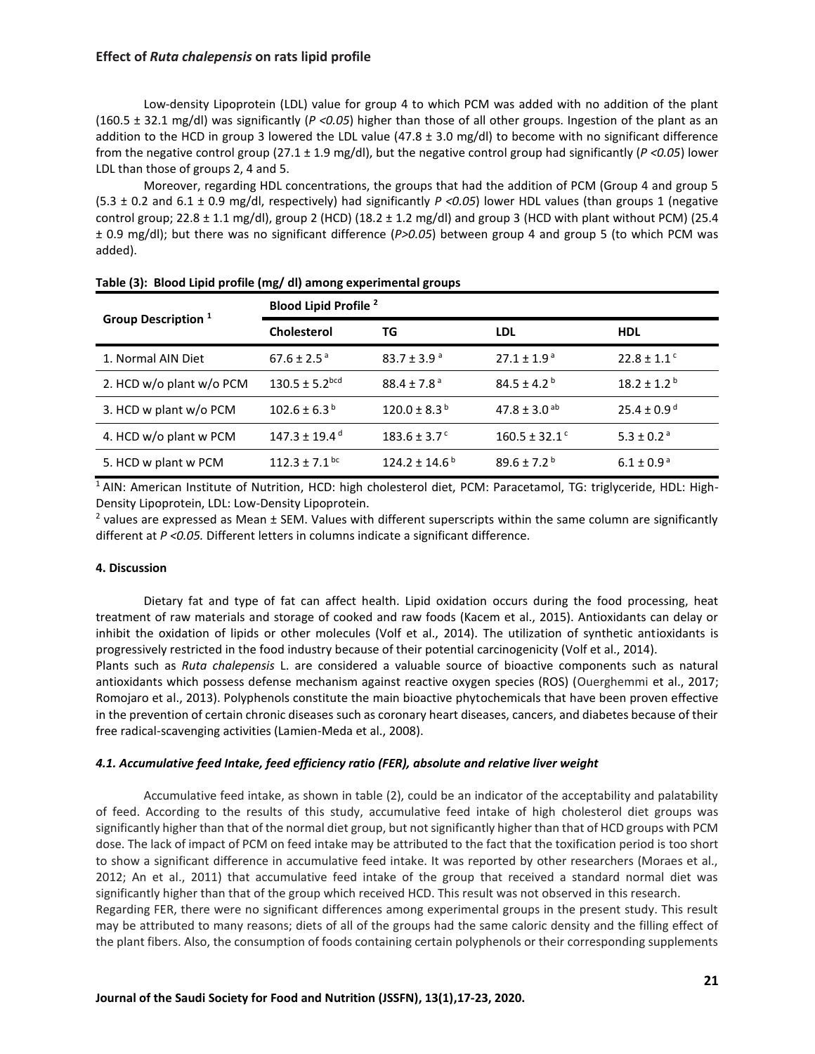Low-density Lipoprotein (LDL) value for group 4 to which PCM was added with no addition of the plant (160.5 ± 32.1 mg/dl) was significantly (*P <0.05*) higher than those of all other groups. Ingestion of the plant as an addition to the HCD in group 3 lowered the LDL value (47.8 ± 3.0 mg/dl) to become with no significant difference from the negative control group (27.1 ± 1.9 mg/dl), but the negative control group had significantly (*P <0.05*) lower LDL than those of groups 2, 4 and 5.

Moreover, regarding HDL concentrations, the groups that had the addition of PCM (Group 4 and group 5 (5.3 ± 0.2 and 6.1 ± 0.9 mg/dl, respectively) had significantly *P <0.05*) lower HDL values (than groups 1 (negative control group; 22.8 ± 1.1 mg/dl), group 2 (HCD) (18.2 ± 1.2 mg/dl) and group 3 (HCD with plant without PCM) (25.4 ± 0.9 mg/dl); but there was no significant difference (*P>0.05*) between group 4 and group 5 (to which PCM was added).

**Table (3): Blood Lipid profile (mg/ dl) among experimental groups**

| Group Description [1] | Blood Lipid Profile [2] | | | |
|---|---|---|---|---|
| | **Cholesterol** | **TG** | **LDL** | **HDL** |
| 1. Normal AIN Diet | 67.6 ± 2.5 [a] | 83.7 ± 3.9 [a] | 27.1 ± 1.9 [a] | 22.8 ± 1.1 [c] |
| 2. HCD w/o plant w/o PCM | 130.5 ± 5.2 [bcd] | 88.4 ± 7.8 [a] | 84.5 ± 4.2 [b] | 18.2 ± 1.2 [b] |
| 3. HCD w plant w/o PCM | 102.6 ± 6.3 [b] | 120.0 ± 8.3 [b] | 47.8 ± 3.0 [ab] | 25.4 ± 0.9 [d] |
| 4. HCD w/o plant w PCM | 147.3 ± 19.4 [d] | 183.6 ± 3.7 [c] | 160.5 ± 32.1 [c] | 5.3 ± 0.2 [a] |
| 5. HCD w plant w PCM | 112.3 ± 7.1 [bc] | 124.2 ± 14.6 [b] | 89.6 ± 7.2 [b] | 6.1 ± 0.9 [a] |

[1] AIN: American Institute of Nutrition, HCD: high cholesterol diet, PCM: Paracetamol, TG: triglyceride, HDL: High-Density Lipoprotein, LDL: Low-Density Lipoprotein.

[2] values are expressed as Mean ± SEM. Values with different superscripts within the same column are significantly different at *P <0.05.* Different letters in columns indicate a significant difference.

#### 4. Discussion

Dietary fat and type of fat can affect health. Lipid oxidation occurs during the food processing, heat treatment of raw materials and storage of cooked and raw foods (Kacem et al., 2015). Antioxidants can delay or inhibit the oxidation of lipids or other molecules (Volf et al., 2014). The utilization of synthetic antioxidants is progressively restricted in the food industry because of their potential carcinogenicity (Volf et al., 2014).

Plants such as *Ruta chalepensis* L. are considered a valuable source of bioactive components such as natural antioxidants which possess defense mechanism against reactive oxygen species (ROS) (Ouerghemmi et al., 2017; Romojaro et al., 2013). Polyphenols constitute the main bioactive phytochemicals that have been proven effective in the prevention of certain chronic diseases such as coronary heart diseases, cancers, and diabetes because of their free radical-scavenging activities (Lamien-Meda et al., 2008).

#### *4.1. Accumulative feed Intake, feed efficiency ratio (FER), absolute and relative liver weight*

Accumulative feed intake, as shown in table (2), could be an indicator of the acceptability and palatability of feed. According to the results of this study, accumulative feed intake of high cholesterol diet groups was significantly higher than that of the normal diet group, but not significantly higher than that of HCD groups with PCM dose. The lack of impact of PCM on feed intake may be attributed to the fact that the toxification period is too short to show a significant difference in accumulative feed intake. It was reported by other researchers (Moraes et al., 2012; An et al., 2011) that accumulative feed intake of the group that received a standard normal diet was significantly higher than that of the group which received HCD. This result was not observed in this research.

Regarding FER, there were no significant differences among experimental groups in the present study. This result may be attributed to many reasons; diets of all of the groups had the same caloric density and the filling effect of the plant fibers. Also, the consumption of foods containing certain polyphenols or their corresponding supplements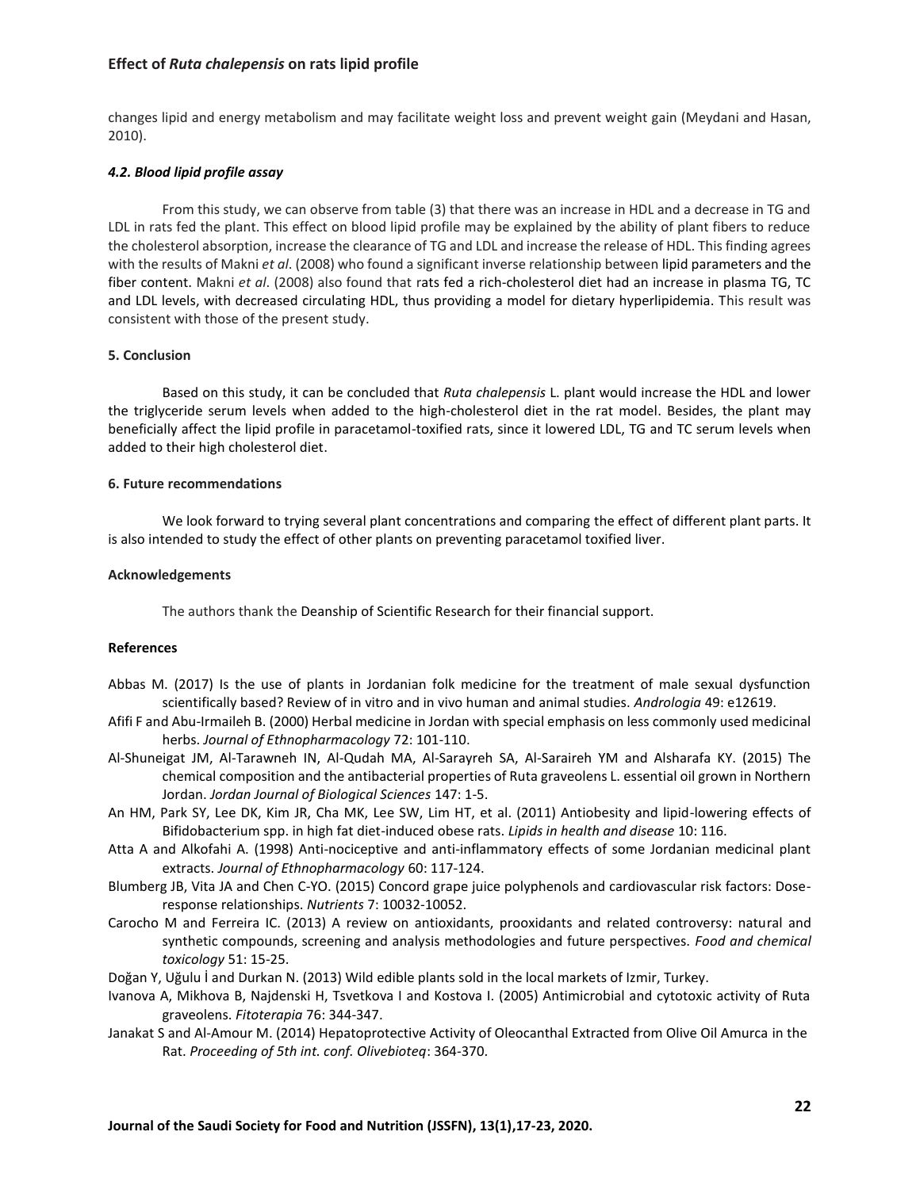changes lipid and energy metabolism and may facilitate weight loss and prevent weight gain (Meydani and Hasan, 2010).

### *4.2. Blood lipid profile assay*

From this study, we can observe from table (3) that there was an increase in HDL and a decrease in TG and LDL in rats fed the plant. This effect on blood lipid profile may be explained by the ability of plant fibers to reduce the cholesterol absorption, increase the clearance of TG and LDL and increase the release of HDL. This finding agrees with the results of Makni *et al*. (2008) who found a significant inverse relationship between lipid parameters and the fiber content. Makni *et al*. (2008) also found that rats fed a rich-cholesterol diet had an increase in plasma TG, TC and LDL levels, with decreased circulating HDL, thus providing a model for dietary hyperlipidemia. This result was consistent with those of the present study.

## 5. Conclusion

Based on this study, it can be concluded that *Ruta chalepensis* L. plant would increase the HDL and lower the triglyceride serum levels when added to the high-cholesterol diet in the rat model. Besides, the plant may beneficially affect the lipid profile in paracetamol-toxified rats, since it lowered LDL, TG and TC serum levels when added to their high cholesterol diet.

## 6. Future recommendations

We look forward to trying several plant concentrations and comparing the effect of different plant parts. It is also intended to study the effect of other plants on preventing paracetamol toxified liver.

## Acknowledgements

The authors thank the Deanship of Scientific Research for their financial support.

## References

Abbas M. (2017) Is the use of plants in Jordanian folk medicine for the treatment of male sexual dysfunction scientifically based? Review of in vitro and in vivo human and animal studies. *Andrologia* 49: e12619.

Afifi F and Abu-Irmaileh B. (2000) Herbal medicine in Jordan with special emphasis on less commonly used medicinal herbs. *Journal of Ethnopharmacology* 72: 101-110.

Al-Shuneigat JM, Al-Tarawneh IN, Al-Qudah MA, Al-Sarayreh SA, Al-Saraireh YM and Alsharafa KY. (2015) The chemical composition and the antibacterial properties of Ruta graveolens L. essential oil grown in Northern Jordan. *Jordan Journal of Biological Sciences* 147: 1-5.

An HM, Park SY, Lee DK, Kim JR, Cha MK, Lee SW, Lim HT, et al. (2011) Antiobesity and lipid-lowering effects of Bifidobacterium spp. in high fat diet-induced obese rats. *Lipids in health and disease* 10: 116.

Atta A and Alkofahi A. (1998) Anti-nociceptive and anti-inflammatory effects of some Jordanian medicinal plant extracts. *Journal of Ethnopharmacology* 60: 117-124.

Blumberg JB, Vita JA and Chen C-YO. (2015) Concord grape juice polyphenols and cardiovascular risk factors: Dose-response relationships. *Nutrients* 7: 10032-10052.

Carocho M and Ferreira IC. (2013) A review on antioxidants, prooxidants and related controversy: natural and synthetic compounds, screening and analysis methodologies and future perspectives. *Food and chemical toxicology* 51: 15-25.

Doğan Y, Uğulu İ and Durkan N. (2013) Wild edible plants sold in the local markets of Izmir, Turkey.

Ivanova A, Mikhova B, Najdenski H, Tsvetkova I and Kostova I. (2005) Antimicrobial and cytotoxic activity of Ruta graveolens. *Fitoterapia* 76: 344-347.

Janakat S and Al-Amour M. (2014) Hepatoprotective Activity of Oleocanthal Extracted from Olive Oil Amurca in the Rat. *Proceeding of 5th int. conf. Olivebioteq*: 364-370.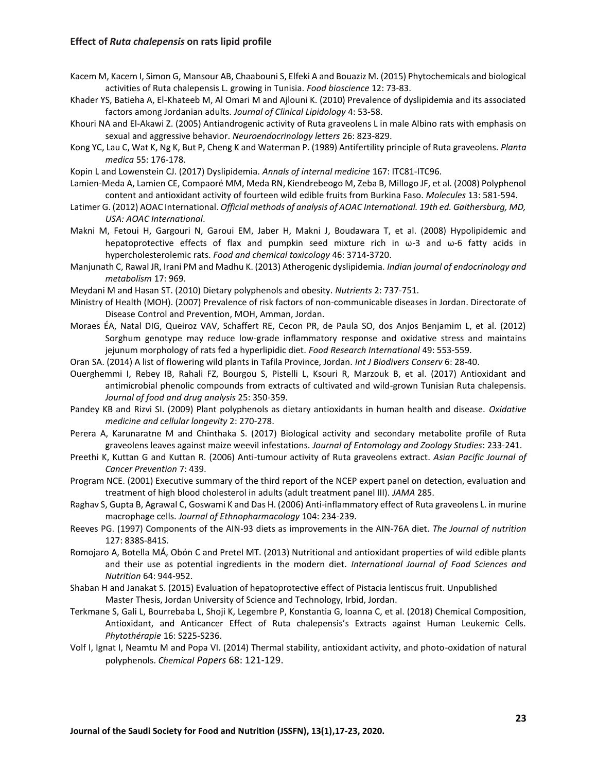Kacem M, Kacem I, Simon G, Mansour AB, Chaabouni S, Elfeki A and Bouaziz M. (2015) Phytochemicals and biological activities of Ruta chalepensis L. growing in Tunisia. *Food bioscience* 12: 73-83.

Khader YS, Batieha A, El-Khateeb M, Al Omari M and Ajlouni K. (2010) Prevalence of dyslipidemia and its associated factors among Jordanian adults. *Journal of Clinical Lipidology* 4: 53-58.

Khouri NA and El-Akawi Z. (2005) Antiandrogenic activity of Ruta graveolens L in male Albino rats with emphasis on sexual and aggressive behavior. *Neuroendocrinology letters* 26: 823-829.

Kong YC, Lau C, Wat K, Ng K, But P, Cheng K and Waterman P. (1989) Antifertility principle of Ruta graveolens. *Planta medica* 55: 176-178.

Kopin L and Lowenstein CJ. (2017) Dyslipidemia. *Annals of internal medicine* 167: ITC81-ITC96.

Lamien-Meda A, Lamien CE, Compaoré MM, Meda RN, Kiendrebeogo M, Zeba B, Millogo JF, et al. (2008) Polyphenol content and antioxidant activity of fourteen wild edible fruits from Burkina Faso. *Molecules* 13: 581-594.

Latimer G. (2012) AOAC International. *Official methods of analysis of AOAC International. 19th ed. Gaithersburg, MD, USA: AOAC International*.

Makni M, Fetoui H, Gargouri N, Garoui EM, Jaber H, Makni J, Boudawara T, et al. (2008) Hypolipidemic and hepatoprotective effects of flax and pumpkin seed mixture rich in ω-3 and ω-6 fatty acids in hypercholesterolemic rats. *Food and chemical toxicology* 46: 3714-3720.

Manjunath C, Rawal JR, Irani PM and Madhu K. (2013) Atherogenic dyslipidemia. *Indian journal of endocrinology and metabolism* 17: 969.

Meydani M and Hasan ST. (2010) Dietary polyphenols and obesity. *Nutrients* 2: 737-751.

Ministry of Health (MOH). (2007) Prevalence of risk factors of non-communicable diseases in Jordan. Directorate of Disease Control and Prevention, MOH, Amman, Jordan.

Moraes ÉA, Natal DIG, Queiroz VAV, Schaffert RE, Cecon PR, de Paula SO, dos Anjos Benjamim L, et al. (2012) Sorghum genotype may reduce low-grade inflammatory response and oxidative stress and maintains jejunum morphology of rats fed a hyperlipidic diet. *Food Research International* 49: 553-559.

Oran SA. (2014) A list of flowering wild plants in Tafila Province, Jordan. *Int J Biodivers Conserv* 6: 28-40.

Ouerghemmi I, Rebey IB, Rahali FZ, Bourgou S, Pistelli L, Ksouri R, Marzouk B, et al. (2017) Antioxidant and antimicrobial phenolic compounds from extracts of cultivated and wild-grown Tunisian Ruta chalepensis. *Journal of food and drug analysis* 25: 350-359.

Pandey KB and Rizvi SI. (2009) Plant polyphenols as dietary antioxidants in human health and disease. *Oxidative medicine and cellular longevity* 2: 270-278.

Perera A, Karunaratne M and Chinthaka S. (2017) Biological activity and secondary metabolite profile of Ruta graveolens leaves against maize weevil infestations. *Journal of Entomology and Zoology Studies*: 233-241.

Preethi K, Kuttan G and Kuttan R. (2006) Anti-tumour activity of Ruta graveolens extract. *Asian Pacific Journal of Cancer Prevention* 7: 439.

Program NCE. (2001) Executive summary of the third report of the NCEP expert panel on detection, evaluation and treatment of high blood cholesterol in adults (adult treatment panel III). *JAMA* 285.

Raghav S, Gupta B, Agrawal C, Goswami K and Das H. (2006) Anti-inflammatory effect of Ruta graveolens L. in murine macrophage cells. *Journal of Ethnopharmacology* 104: 234-239.

Reeves PG. (1997) Components of the AIN-93 diets as improvements in the AIN-76A diet. *The Journal of nutrition* 127: 838S-841S.

Romojaro A, Botella MÁ, Obón C and Pretel MT. (2013) Nutritional and antioxidant properties of wild edible plants and their use as potential ingredients in the modern diet. *International Journal of Food Sciences and Nutrition* 64: 944-952.

Shaban H and Janakat S. (2015) Evaluation of hepatoprotective effect of Pistacia lentiscus fruit. Unpublished Master Thesis, Jordan University of Science and Technology, Irbid, Jordan.

Terkmane S, Gali L, Bourrebaba L, Shoji K, Legembre P, Konstantia G, Ioanna C, et al. (2018) Chemical Composition, Antioxidant, and Anticancer Effect of Ruta chalepensis's Extracts against Human Leukemic Cells. *Phytothérapie* 16: S225-S236.

Volf I, Ignat I, Neamtu M and Popa VI. (2014) Thermal stability, antioxidant activity, and photo-oxidation of natural polyphenols. *Chemical Papers* 68: 121-129.